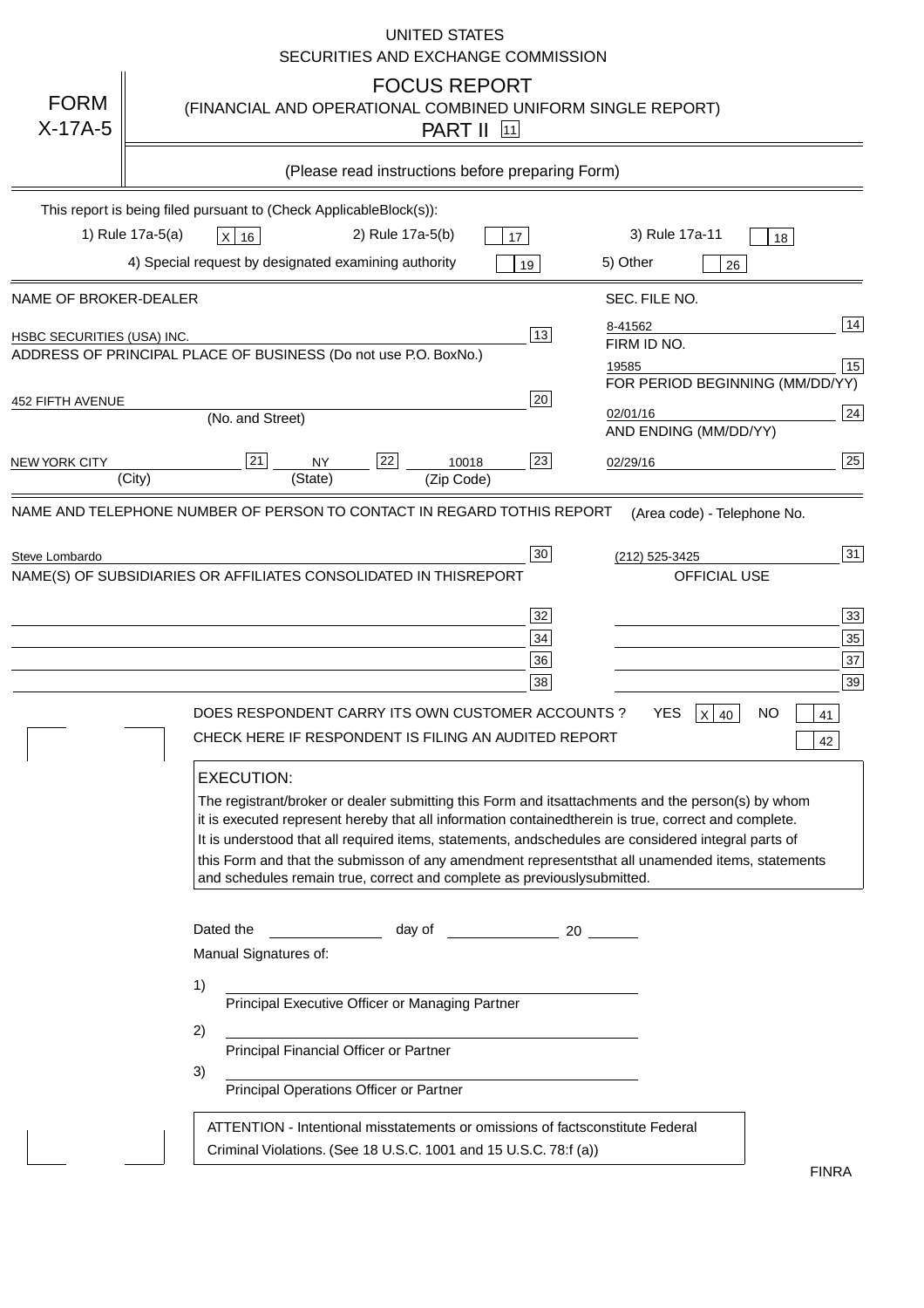UNITED STATES
SECURITIES AND EXCHANGE COMMISSION

# FORM X-17A-5

## FOCUS REPORT
(FINANCIAL AND OPERATIONAL COMBINED UNIFORM SINGLE REPORT)
PART II [11]

(Please read instructions before preparing Form)

This report is being filed pursuant to (Check Applicable Block(s)):

1) Rule 17a-5(a) [X] 16   2) Rule 17a-5(b) [ ] 17   3) Rule 17a-11 [ ] 18
4) Special request by designated examining authority [ ] 19   5) Other [ ] 26

| NAME OF BROKER-DEALER | | SEC. FILE NO. | |
|---|---|---|---|
| HSBC SECURITIES (USA) INC. | 13 | 8-41562 | 14 |
| ADDRESS OF PRINCIPAL PLACE OF BUSINESS (Do not use P.O. Box No.) | | FIRM ID NO. | |
| | | 19585 | 15 |
| 452 FIFTH AVENUE (No. and Street) | 20 | FOR PERIOD BEGINNING (MM/DD/YY) | |
| | | 02/01/16 | 24 |
| NEW YORK CITY (City) [21] NY (State) [22] 10018 (Zip Code) | 23 | AND ENDING (MM/DD/YY) | |
| | | 02/29/16 | 25 |

NAME AND TELEPHONE NUMBER OF PERSON TO CONTACT IN REGARD TO THIS REPORT — (Area code) - Telephone No.

Steve Lombardo [30]   (212) 525-3425 [31]

NAME(S) OF SUBSIDIARIES OR AFFILIATES CONSOLIDATED IN THIS REPORT — OFFICIAL USE

| | | | |
|---|---|---|---|
| | 32 | | 33 |
| | 34 | | 35 |
| | 36 | | 37 |
| | 38 | | 39 |

DOES RESPONDENT CARRY ITS OWN CUSTOMER ACCOUNTS? YES [X] 40 NO [ ] 41

CHECK HERE IF RESPONDENT IS FILING AN AUDITED REPORT [ ] 42

**EXECUTION:**

The registrant/broker or dealer submitting this Form and its attachments and the person(s) by whom it is executed represent hereby that all information contained therein is true, correct and complete. It is understood that all required items, statements, and schedules are considered integral parts of this Form and that the submisson of any amendment represents that all unamended items, statements and schedules remain true, correct and complete as previously submitted.

Dated the ____________ day of ____________ 20 ______

Manual Signatures of:

1) ______________________________
Principal Executive Officer or Managing Partner

2) ______________________________
Principal Financial Officer or Partner

3) ______________________________
Principal Operations Officer or Partner

ATTENTION - Intentional misstatements or omissions of facts constitute Federal Criminal Violations. (See 18 U.S.C. 1001 and 15 U.S.C. 78:f (a))

FINRA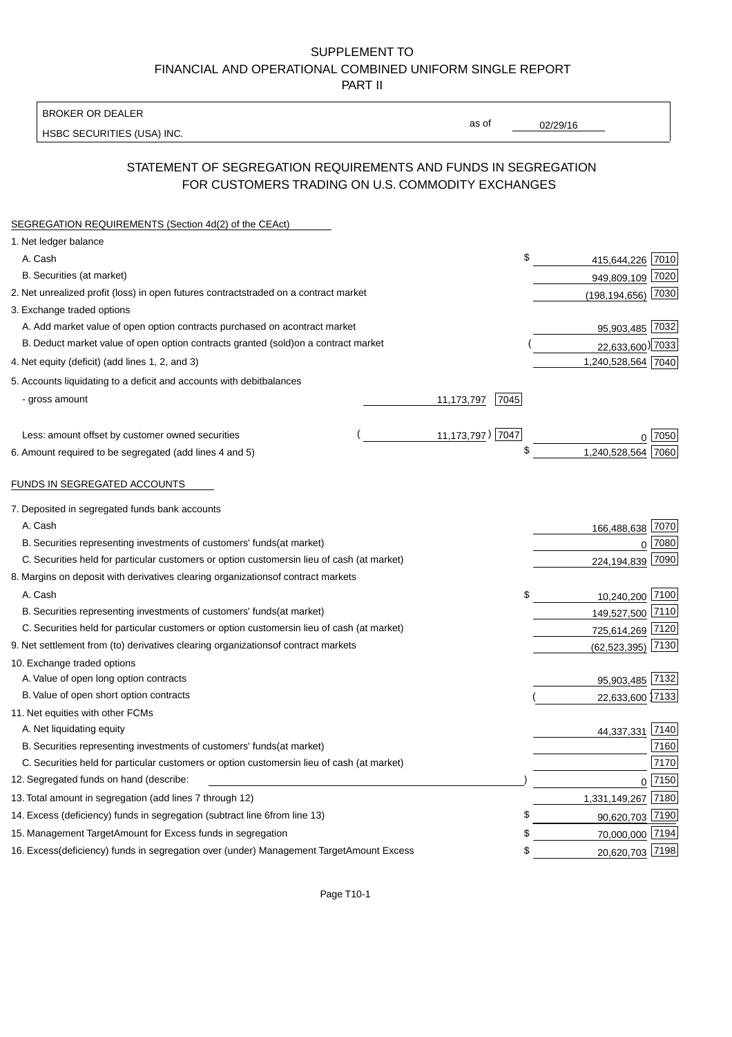SUPPLEMENT TO
FINANCIAL AND OPERATIONAL COMBINED UNIFORM SINGLE REPORT
PART II

BROKER OR DEALER
HSBC SECURITIES (USA) INC.

as of 02/29/16

## STATEMENT OF SEGREGATION REQUIREMENTS AND FUNDS IN SEGREGATION FOR CUSTOMERS TRADING ON U.S. COMMODITY EXCHANGES

SEGREGATION REQUIREMENTS (Section 4d(2) of the CEAct)

| Item | | | Amount | Code |
|---|---|---|---|---|
| 1. Net ledger balance | | | | |
| A. Cash | | | $ 415,644,226 | 7010 |
| B. Securities (at market) | | | 949,809,109 | 7020 |
| 2. Net unrealized profit (loss) in open futures contracts traded on a contract market | | | (198,194,656) | 7030 |
| 3. Exchange traded options | | | | |
| A. Add market value of open option contracts purchased on a contract market | | | 95,903,485 | 7032 |
| B. Deduct market value of open option contracts granted (sold) on a contract market | | | (22,633,600) | 7033 |
| 4. Net equity (deficit) (add lines 1, 2, and 3) | | | 1,240,528,564 | 7040 |
| 5. Accounts liquidating to a deficit and accounts with debit balances | | | | |
| - gross amount | 11,173,797 | 7045 | | |
| Less: amount offset by customer owned securities | (11,173,797) | 7047 | 0 | 7050 |
| 6. Amount required to be segregated (add lines 4 and 5) | | | $ 1,240,528,564 | 7060 |

FUNDS IN SEGREGATED ACCOUNTS

| Item | Amount | Code |
|---|---|---|
| 7. Deposited in segregated funds bank accounts | | |
| A. Cash | 166,488,638 | 7070 |
| B. Securities representing investments of customers' funds (at market) | 0 | 7080 |
| C. Securities held for particular customers or option customers in lieu of cash (at market) | 224,194,839 | 7090 |
| 8. Margins on deposit with derivatives clearing organizations of contract markets | | |
| A. Cash | $ 10,240,200 | 7100 |
| B. Securities representing investments of customers' funds (at market) | 149,527,500 | 7110 |
| C. Securities held for particular customers or option customers in lieu of cash (at market) | 725,614,269 | 7120 |
| 9. Net settlement from (to) derivatives clearing organizations of contract markets | (62,523,395) | 7130 |
| 10. Exchange traded options | | |
| A. Value of open long option contracts | 95,903,485 | 7132 |
| B. Value of open short option contracts | (22,633,600) | 7133 |
| 11. Net equities with other FCMs | | |
| A. Net liquidating equity | 44,337,331 | 7140 |
| B. Securities representing investments of customers' funds (at market) | | 7160 |
| C. Securities held for particular customers or option customers in lieu of cash (at market) | | 7170 |
| 12. Segregated funds on hand (describe: ) | 0 | 7150 |
| 13. Total amount in segregation (add lines 7 through 12) | 1,331,149,267 | 7180 |
| 14. Excess (deficiency) funds in segregation (subtract line 6 from line 13) | $ 90,620,703 | 7190 |
| 15. Management Target Amount for Excess funds in segregation | $ 70,000,000 | 7194 |
| 16. Excess (deficiency) funds in segregation over (under) Management Target Amount Excess | $ 20,620,703 | 7198 |

Page T10-1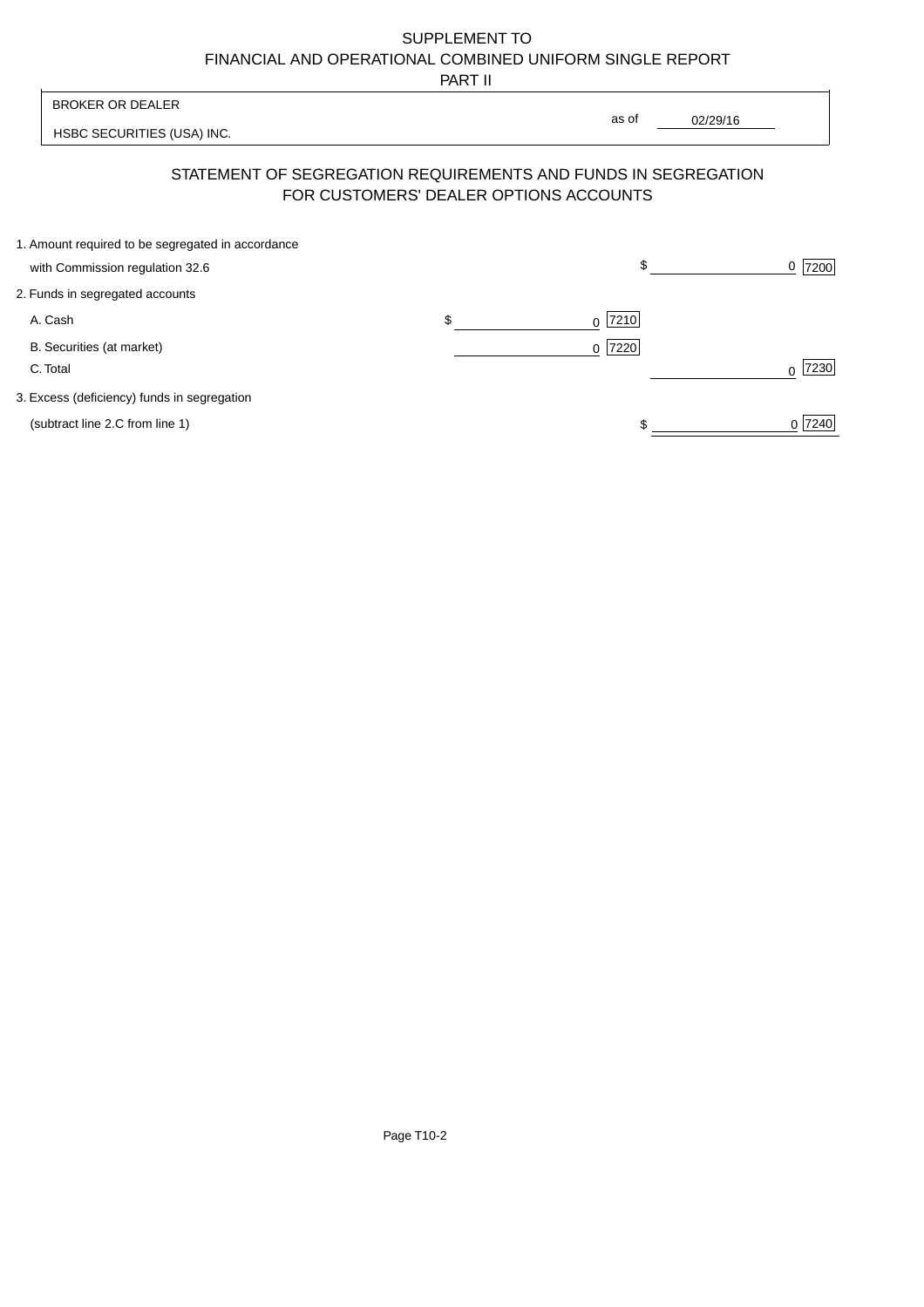# SUPPLEMENT TO FINANCIAL AND OPERATIONAL COMBINED UNIFORM SINGLE REPORT PART II

BROKER OR DEALER

HSBC SECURITIES (USA) INC.

as of 02/29/16

## STATEMENT OF SEGREGATION REQUIREMENTS AND FUNDS IN SEGREGATION FOR CUSTOMERS' DEALER OPTIONS ACCOUNTS

| | | |
|---|---|---|
| 1. Amount required to be segregated in accordance with Commission regulation 32.6 | | $ 0 [7200] |
| 2. Funds in segregated accounts | | |
| A. Cash | $ 0 [7210] | |
| B. Securities (at market) | 0 [7220] | |
| C. Total | | 0 [7230] |
| 3. Excess (deficiency) funds in segregation (subtract line 2.C from line 1) | | $ 0 [7240] |

Page T10-2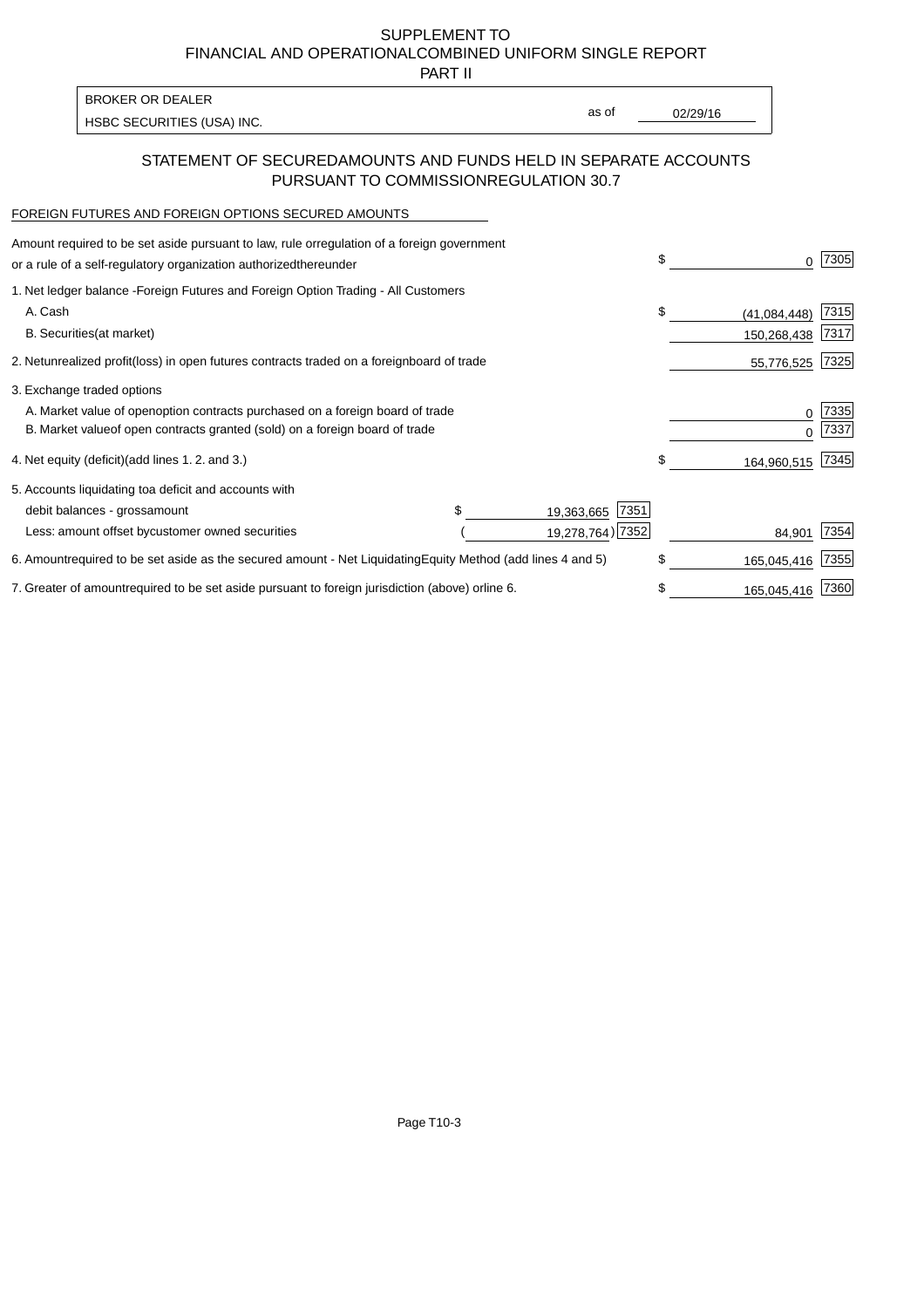SUPPLEMENT TO
FINANCIAL AND OPERATIONAL COMBINED UNIFORM SINGLE REPORT
PART II

BROKER OR DEALER
HSBC SECURITIES (USA) INC.

as of 02/29/16

## STATEMENT OF SECURED AMOUNTS AND FUNDS HELD IN SEPARATE ACCOUNTS PURSUANT TO COMMISSION REGULATION 30.7

FOREIGN FUTURES AND FOREIGN OPTIONS SECURED AMOUNTS

| | | | | |
|---|---|---|---|---|
| Amount required to be set aside pursuant to law, rule or regulation of a foreign government or a rule of a self-regulatory organization authorized thereunder | | | $ 0 | 7305 |
| 1. Net ledger balance - Foreign Futures and Foreign Option Trading - All Customers | | | | |
| A. Cash | | | $ (41,084,448) | 7315 |
| B. Securities (at market) | | | 150,268,438 | 7317 |
| 2. Net unrealized profit (loss) in open futures contracts traded on a foreign board of trade | | | 55,776,525 | 7325 |
| 3. Exchange traded options | | | | |
| A. Market value of open option contracts purchased on a foreign board of trade | | | 0 | 7335 |
| B. Market value of open contracts granted (sold) on a foreign board of trade | | | 0 | 7337 |
| 4. Net equity (deficit) (add lines 1. 2. and 3.) | | | $ 164,960,515 | 7345 |
| 5. Accounts liquidating to a deficit and accounts with | | | | |
| debit balances - gross amount | $ 19,363,665 | 7351 | | |
| Less: amount offset by customer owned securities | ( 19,278,764) | 7352 | 84,901 | 7354 |
| 6. Amount required to be set aside as the secured amount - Net Liquidating Equity Method (add lines 4 and 5) | | | $ 165,045,416 | 7355 |
| 7. Greater of amount required to be set aside pursuant to foreign jurisdiction (above) or line 6. | | | $ 165,045,416 | 7360 |

Page T10-3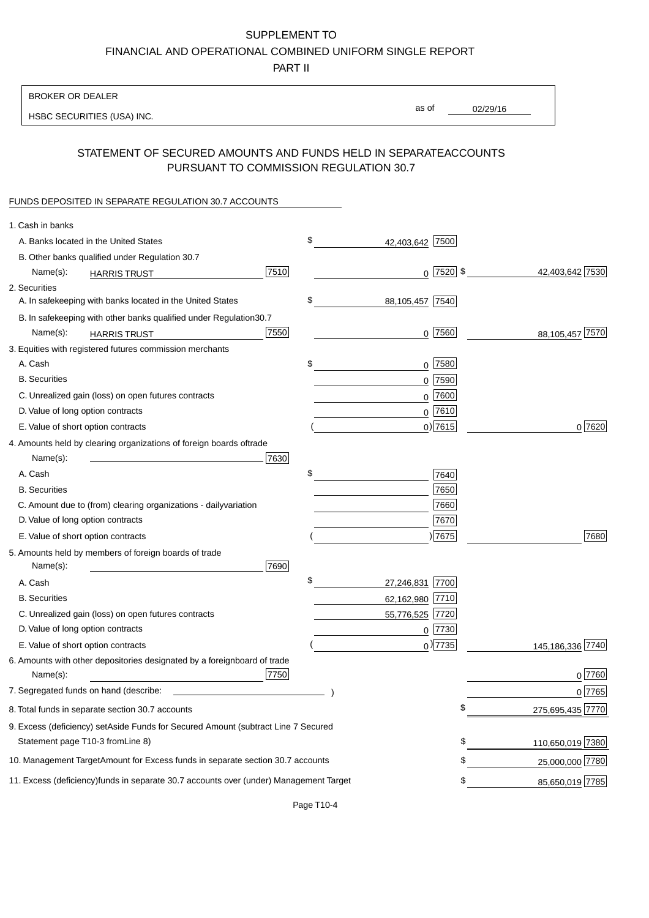SUPPLEMENT TO

FINANCIAL AND OPERATIONAL COMBINED UNIFORM SINGLE REPORT

PART II

BROKER OR DEALER

HSBC SECURITIES (USA) INC.

as of 02/29/16

## STATEMENT OF SECURED AMOUNTS AND FUNDS HELD IN SEPARATE ACCOUNTS PURSUANT TO COMMISSION REGULATION 30.7

FUNDS DEPOSITED IN SEPARATE REGULATION 30.7 ACCOUNTS

| | | | |
|---|---|---|---|
| 1. Cash in banks | | | |
| A. Banks located in the United States | | $ 42,403,642 [7500] | |
| B. Other banks qualified under Regulation 30.7 | | | |
| Name(s): HARRIS TRUST | [7510] | 0 [7520] | $ 42,403,642 [7530] |
| 2. Securities | | | |
| A. In safekeeping with banks located in the United States | | $ 88,105,457 [7540] | |
| B. In safekeeping with other banks qualified under Regulation 30.7 | | | |
| Name(s): HARRIS TRUST | [7550] | 0 [7560] | 88,105,457 [7570] |
| 3. Equities with registered futures commission merchants | | | |
| A. Cash | | $ 0 [7580] | |
| B. Securities | | 0 [7590] | |
| C. Unrealized gain (loss) on open futures contracts | | 0 [7600] | |
| D. Value of long option contracts | | 0 [7610] | |
| E. Value of short option contracts | | ( 0 ) [7615] | 0 [7620] |
| 4. Amounts held by clearing organizations of foreign boards of trade | | | |
| Name(s): | [7630] | | |
| A. Cash | | $ [7640] | |
| B. Securities | | [7650] | |
| C. Amount due to (from) clearing organizations - daily variation | | [7660] | |
| D. Value of long option contracts | | [7670] | |
| E. Value of short option contracts | | ( ) [7675] | [7680] |
| 5. Amounts held by members of foreign boards of trade | | | |
| Name(s): | [7690] | | |
| A. Cash | | $ 27,246,831 [7700] | |
| B. Securities | | 62,162,980 [7710] | |
| C. Unrealized gain (loss) on open futures contracts | | 55,776,525 [7720] | |
| D. Value of long option contracts | | 0 [7730] | |
| E. Value of short option contracts | | ( 0 ) [7735] | 145,186,336 [7740] |
| 6. Amounts with other depositories designated by a foreign board of trade | | | |
| Name(s): | [7750] | | 0 [7760] |
| 7. Segregated funds on hand (describe: ) | | | 0 [7765] |
| 8. Total funds in separate section 30.7 accounts | | | $ 275,695,435 [7770] |
| 9. Excess (deficiency) set Aside Funds for Secured Amount (subtract Line 7 Secured Statement page T10-3 from Line 8) | | | $ 110,650,019 [7380] |
| 10. Management Target Amount for Excess funds in separate section 30.7 accounts | | | $ 25,000,000 [7780] |
| 11. Excess (deficiency) funds in separate 30.7 accounts over (under) Management Target | | | $ 85,650,019 [7785] |

Page T10-4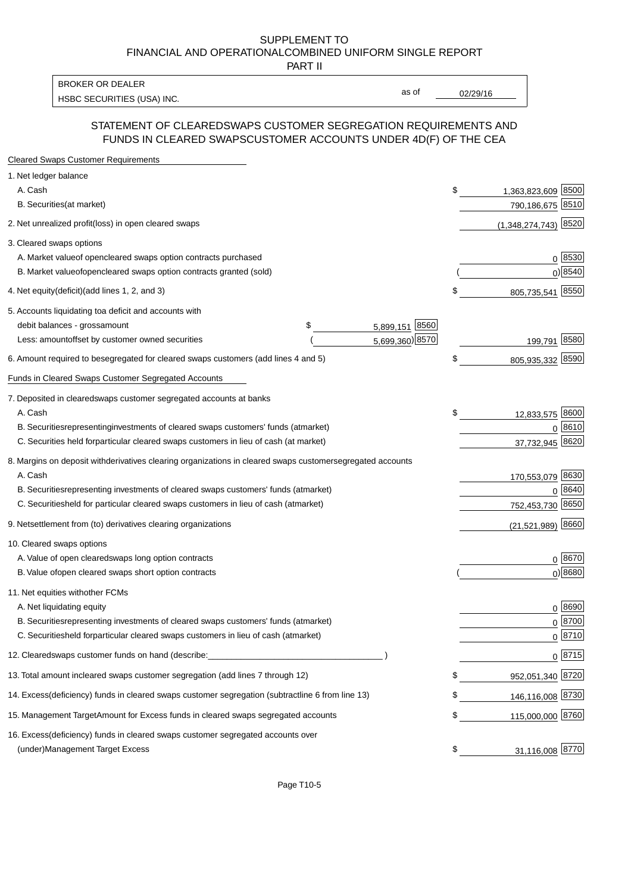SUPPLEMENT TO
FINANCIAL AND OPERATIONALCOMBINED UNIFORM SINGLE REPORT
PART II

| BROKER OR DEALER | | |
|---|---|---|
| HSBC SECURITIES (USA) INC. | as of | 02/29/16 |

## STATEMENT OF CLEAREDSWAPS CUSTOMER SEGREGATION REQUIREMENTS AND FUNDS IN CLEARED SWAPSCUSTOMER ACCOUNTS UNDER 4D(F) OF THE CEA

**Cleared Swaps Customer Requirements**

| | | | |
|---|---|---|---|
| 1. Net ledger balance | | | |
| A. Cash | | $ 1,363,823,609 | 8500 |
| B. Securities(at market) | | 790,186,675 | 8510 |
| 2. Net unrealized profit(loss) in open cleared swaps | | (1,348,274,743) | 8520 |
| 3. Cleared swaps options | | | |
| A. Market valueof opencleared swaps option contracts purchased | | 0 | 8530 |
| B. Market valueofopencleared swaps option contracts granted (sold) | | ( 0) | 8540 |
| 4. Net equity(deficit)(add lines 1, 2, and 3) | | $ 805,735,541 | 8550 |
| 5. Accounts liquidating toa deficit and accounts with | | | |
| debit balances - grossamount | $ 5,899,151 8560 | | |
| Less: amountoffset by customer owned securities | ( 5,699,360) 8570 | 199,791 | 8580 |
| 6. Amount required to besegregated for cleared swaps customers (add lines 4 and 5) | | $ 805,935,332 | 8590 |

**Funds in Cleared Swaps Customer Segregated Accounts**

| | | |
|---|---|---|
| 7. Deposited in clearedswaps customer segregated accounts at banks | | |
| A. Cash | $ 12,833,575 | 8600 |
| B. Securitiesrepresentinginvestments of cleared swaps customers' funds (atmarket) | 0 | 8610 |
| C. Securities held forparticular cleared swaps customers in lieu of cash (at market) | 37,732,945 | 8620 |
| 8. Margins on deposit withderivatives clearing organizations in cleared swaps customersegregated accounts | | |
| A. Cash | 170,553,079 | 8630 |
| B. Securitiesrepresenting investments of cleared swaps customers' funds (atmarket) | 0 | 8640 |
| C. Securitiesheld for particular cleared swaps customers in lieu of cash (atmarket) | 752,453,730 | 8650 |
| 9. Netsettlement from (to) derivatives clearing organizations | (21,521,989) | 8660 |
| 10. Cleared swaps options | | |
| A. Value of open clearedswaps long option contracts | 0 | 8670 |
| B. Value ofopen cleared swaps short option contracts | ( 0) | 8680 |
| 11. Net equities withother FCMs | | |
| A. Net liquidating equity | 0 | 8690 |
| B. Securitiesrepresenting investments of cleared swaps customers' funds (atmarket) | 0 | 8700 |
| C. Securitiesheld forparticular cleared swaps customers in lieu of cash (atmarket) | 0 | 8710 |
| 12. Clearedswaps customer funds on hand (describe:___________________________________ ) | 0 | 8715 |
| 13. Total amount incleared swaps customer segregation (add lines 7 through 12) | $ 952,051,340 | 8720 |
| 14. Excess(deficiency) funds in cleared swaps customer segregation (subtractline 6 from line 13) | $ 146,116,008 | 8730 |
| 15. Management TargetAmount for Excess funds in cleared swaps segregated accounts | $ 115,000,000 | 8760 |
| 16. Excess(deficiency) funds in cleared swaps customer segregated accounts over (under)Management Target Excess | $ 31,116,008 | 8770 |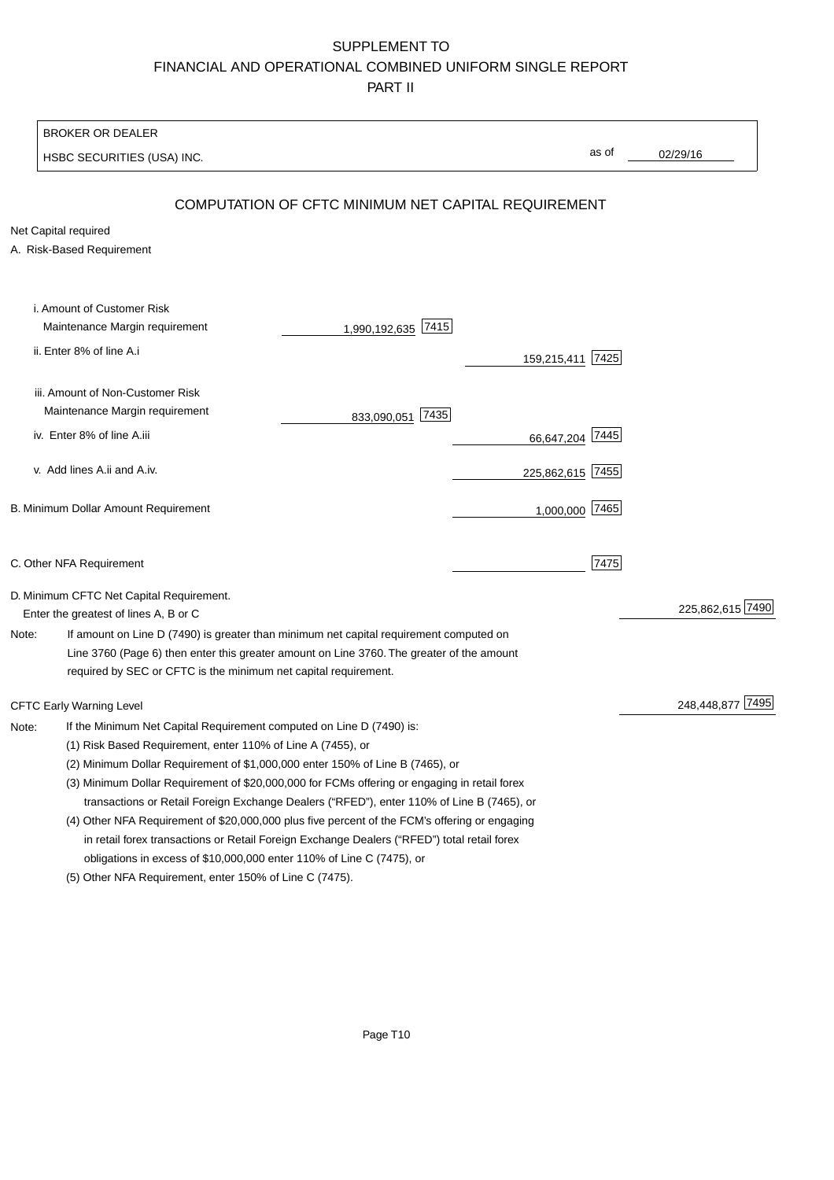# SUPPLEMENT TO
# FINANCIAL AND OPERATIONAL COMBINED UNIFORM SINGLE REPORT
# PART II

| | |
|---|---|
| BROKER OR DEALER | |
| HSBC SECURITIES (USA) INC. | as of 02/29/16 |

## COMPUTATION OF CFTC MINIMUM NET CAPITAL REQUIREMENT

Net Capital required

A. Risk-Based Requirement

| | | | |
|---|---|---|---|
| i. Amount of Customer Risk Maintenance Margin requirement | 1,990,192,635 [7415] | | |
| ii. Enter 8% of line A.i | | 159,215,411 [7425] | |
| iii. Amount of Non-Customer Risk Maintenance Margin requirement | 833,090,051 [7435] | | |
| iv. Enter 8% of line A.iii | | 66,647,204 [7445] | |
| v. Add lines A.ii and A.iv. | | 225,862,615 [7455] | |
| B. Minimum Dollar Amount Requirement | | 1,000,000 [7465] | |
| C. Other NFA Requirement | | [7475] | |
| D. Minimum CFTC Net Capital Requirement. Enter the greatest of lines A, B or C | | | 225,862,615 [7490] |

Note: If amount on Line D (7490) is greater than minimum net capital requirement computed on Line 3760 (Page 6) then enter this greater amount on Line 3760. The greater of the amount required by SEC or CFTC is the minimum net capital requirement.

CFTC Early Warning Level — 248,448,877 [7495]

Note: If the Minimum Net Capital Requirement computed on Line D (7490) is:

(1) Risk Based Requirement, enter 110% of Line A (7455), or

(2) Minimum Dollar Requirement of $1,000,000 enter 150% of Line B (7465), or

(3) Minimum Dollar Requirement of $20,000,000 for FCMs offering or engaging in retail forex transactions or Retail Foreign Exchange Dealers ("RFED"), enter 110% of Line B (7465), or

(4) Other NFA Requirement of $20,000,000 plus five percent of the FCM's offering or engaging in retail forex transactions or Retail Foreign Exchange Dealers ("RFED") total retail forex obligations in excess of $10,000,000 enter 110% of Line C (7475), or

(5) Other NFA Requirement, enter 150% of Line C (7475).